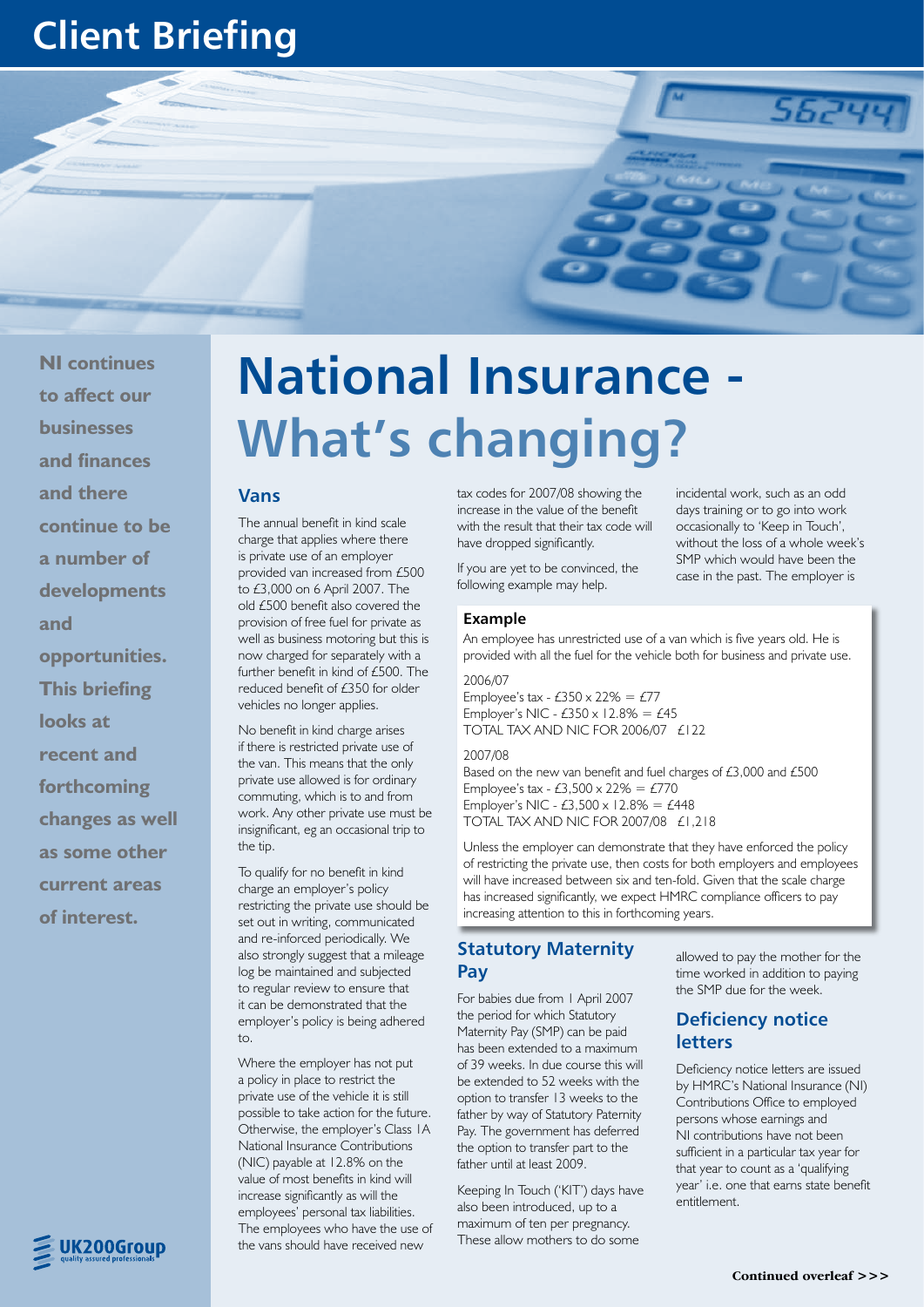# Client Briefing

**NI continues to affect our businesses and finances and there continue to be a number of developments and opportunities. This briefing looks at recent and forthcoming changes as well as some other current areas of interest.**

# National Insurance - What's changing?

## Vans

The annual benefit in kind scale charge that applies where there is private use of an employer provided van increased from £500 to £3,000 on 6 April 2007. The old £500 benefit also covered the provision of free fuel for private as well as business motoring but this is now charged for separately with a further benefit in kind of £500. The reduced benefit of £350 for older vehicles no longer applies.

No benefit in kind charge arises if there is restricted private use of the van. This means that the only private use allowed is for ordinary commuting, which is to and from work. Any other private use must be insignificant, eg an occasional trip to the tip.

To qualify for no benefit in kind charge an employer's policy restricting the private use should be set out in writing, communicated and re-inforced periodically. We also strongly suggest that a mileage log be maintained and subjected to regular review to ensure that it can be demonstrated that the employer's policy is being adhered to.

Where the employer has not put a policy in place to restrict the private use of the vehicle it is still possible to take action for the future. Otherwise, the employer's Class 1A National Insurance Contributions (NIC) payable at 12.8% on the value of most benefits in kind will increase significantly as will the employees' personal tax liabilities. The employees who have the use of the vans should have received new tax codes for 2007/08 showing the increase in the value of the benefit with the result that their tax code will have dropped significantly.

If you are yet to be convinced, the following example may help.

### Example

An employee has unrestricted use of a van which is five years old. He is provided with all the fuel for the vehicle both for business and private use.

2006/07
Employee's tax - £350 x 22% = £77
Employer's NIC - £350 x 12.8% = £45
TOTAL TAX AND NIC FOR 2006/07 £122

2007/08
Based on the new van benefit and fuel charges of £3,000 and £500
Employee's tax - £3,500 x 22% = £770
Employer's NIC - £3,500 x 12.8% = £448
TOTAL TAX AND NIC FOR 2007/08 £1,218

Unless the employer can demonstrate that they have enforced the policy of restricting the private use, then costs for both employers and employees will have increased between six and ten-fold. Given that the scale charge has increased significantly, we expect HMRC compliance officers to pay increasing attention to this in forthcoming years.

## Statutory Maternity Pay

For babies due from 1 April 2007 the period for which Statutory Maternity Pay (SMP) can be paid has been extended to a maximum of 39 weeks. In due course this will be extended to 52 weeks with the option to transfer 13 weeks to the father by way of Statutory Paternity Pay. The government has deferred the option to transfer part to the father until at least 2009.

Keeping In Touch ('KIT') days have also been introduced, up to a maximum of ten per pregnancy. These allow mothers to do some incidental work, such as an odd days training or to go into work occasionally to 'Keep in Touch', without the loss of a whole week's SMP which would have been the case in the past. The employer is allowed to pay the mother for the time worked in addition to paying the SMP due for the week.

## Deficiency notice letters

Deficiency notice letters are issued by HMRC's National Insurance (NI) Contributions Office to employed persons whose earnings and NI contributions have not been sufficient in a particular tax year for that year to count as a 'qualifying year' i.e. one that earns state benefit entitlement.

**Continued overleaf >>>**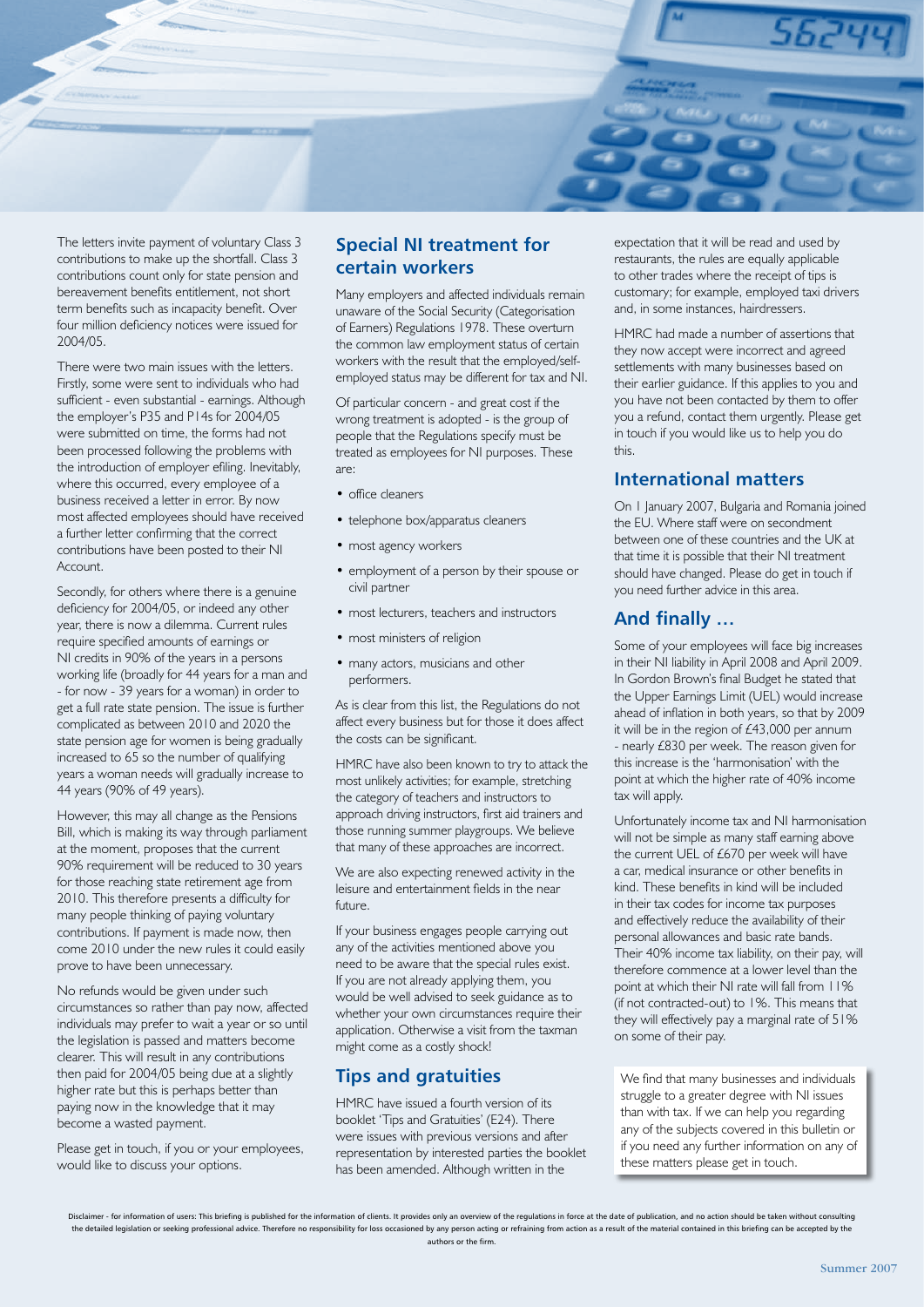The letters invite payment of voluntary Class 3 contributions to make up the shortfall. Class 3 contributions count only for state pension and bereavement benefits entitlement, not short term benefits such as incapacity benefit. Over four million deficiency notices were issued for 2004/05.

There were two main issues with the letters. Firstly, some were sent to individuals who had sufficient - even substantial - earnings. Although the employer's P35 and P14s for 2004/05 were submitted on time, the forms had not been processed following the problems with the introduction of employer efiling. Inevitably, where this occurred, every employee of a business received a letter in error. By now most affected employees should have received a further letter confirming that the correct contributions have been posted to their NI Account.

Secondly, for others where there is a genuine deficiency for 2004/05, or indeed any other year, there is now a dilemma. Current rules require specified amounts of earnings or NI credits in 90% of the years in a persons working life (broadly for 44 years for a man and - for now - 39 years for a woman) in order to get a full rate state pension. The issue is further complicated as between 2010 and 2020 the state pension age for women is being gradually increased to 65 so the number of qualifying years a woman needs will gradually increase to 44 years (90% of 49 years).

However, this may all change as the Pensions Bill, which is making its way through parliament at the moment, proposes that the current 90% requirement will be reduced to 30 years for those reaching state retirement age from 2010. This therefore presents a difficulty for many people thinking of paying voluntary contributions. If payment is made now, then come 2010 under the new rules it could easily prove to have been unnecessary.

No refunds would be given under such circumstances so rather than pay now, affected individuals may prefer to wait a year or so until the legislation is passed and matters become clearer. This will result in any contributions then paid for 2004/05 being due at a slightly higher rate but this is perhaps better than paying now in the knowledge that it may become a wasted payment.

Please get in touch, if you or your employees, would like to discuss your options.

## Special NI treatment for certain workers

Many employers and affected individuals remain unaware of the Social Security (Categorisation of Earners) Regulations 1978. These overturn the common law employment status of certain workers with the result that the employed/self-employed status may be different for tax and NI.

Of particular concern - and great cost if the wrong treatment is adopted - is the group of people that the Regulations specify must be treated as employees for NI purposes. These are:

- office cleaners
- telephone box/apparatus cleaners
- most agency workers
- employment of a person by their spouse or civil partner
- most lecturers, teachers and instructors
- most ministers of religion
- many actors, musicians and other performers.

As is clear from this list, the Regulations do not affect every business but for those it does affect the costs can be significant.

HMRC have also been known to try to attack the most unlikely activities; for example, stretching the category of teachers and instructors to approach driving instructors, first aid trainers and those running summer playgroups. We believe that many of these approaches are incorrect.

We are also expecting renewed activity in the leisure and entertainment fields in the near future.

If your business engages people carrying out any of the activities mentioned above you need to be aware that the special rules exist. If you are not already applying them, you would be well advised to seek guidance as to whether your own circumstances require their application. Otherwise a visit from the taxman might come as a costly shock!

## Tips and gratuities

HMRC have issued a fourth version of its booklet 'Tips and Gratuities' (E24). There were issues with previous versions and after representation by interested parties the booklet has been amended. Although written in the expectation that it will be read and used by restaurants, the rules are equally applicable to other trades where the receipt of tips is customary; for example, employed taxi drivers and, in some instances, hairdressers.

HMRC had made a number of assertions that they now accept were incorrect and agreed settlements with many businesses based on their earlier guidance. If this applies to you and you have not been contacted by them to offer you a refund, contact them urgently. Please get in touch if you would like us to help you do this.

## International matters

On 1 January 2007, Bulgaria and Romania joined the EU. Where staff were on secondment between one of these countries and the UK at that time it is possible that their NI treatment should have changed. Please do get in touch if you need further advice in this area.

## And finally ...

Some of your employees will face big increases in their NI liability in April 2008 and April 2009. In Gordon Brown's final Budget he stated that the Upper Earnings Limit (UEL) would increase ahead of inflation in both years, so that by 2009 it will be in the region of £43,000 per annum - nearly £830 per week. The reason given for this increase is the 'harmonisation' with the point at which the higher rate of 40% income tax will apply.

Unfortunately income tax and NI harmonisation will not be simple as many staff earning above the current UEL of £670 per week will have a car, medical insurance or other benefits in kind. These benefits in kind will be included in their tax codes for income tax purposes and effectively reduce the availability of their personal allowances and basic rate bands. Their 40% income tax liability, on their pay, will therefore commence at a lower level than the point at which their NI rate will fall from 11% (if not contracted-out) to 1%. This means that they will effectively pay a marginal rate of 51% on some of their pay.

We find that many businesses and individuals struggle to a greater degree with NI issues than with tax. If we can help you regarding any of the subjects covered in this bulletin or if you need any further information on any of these matters please get in touch.

Disclaimer - for information of users: This briefing is published for the information of clients. It provides only an overview of the regulations in force at the date of publication, and no action should be taken without consulting the detailed legislation or seeking professional advice. Therefore no responsibility for loss occasioned by any person acting or refraining from action as a result of the material contained in this briefing can be accepted by the authors or the firm.

Summer 2007